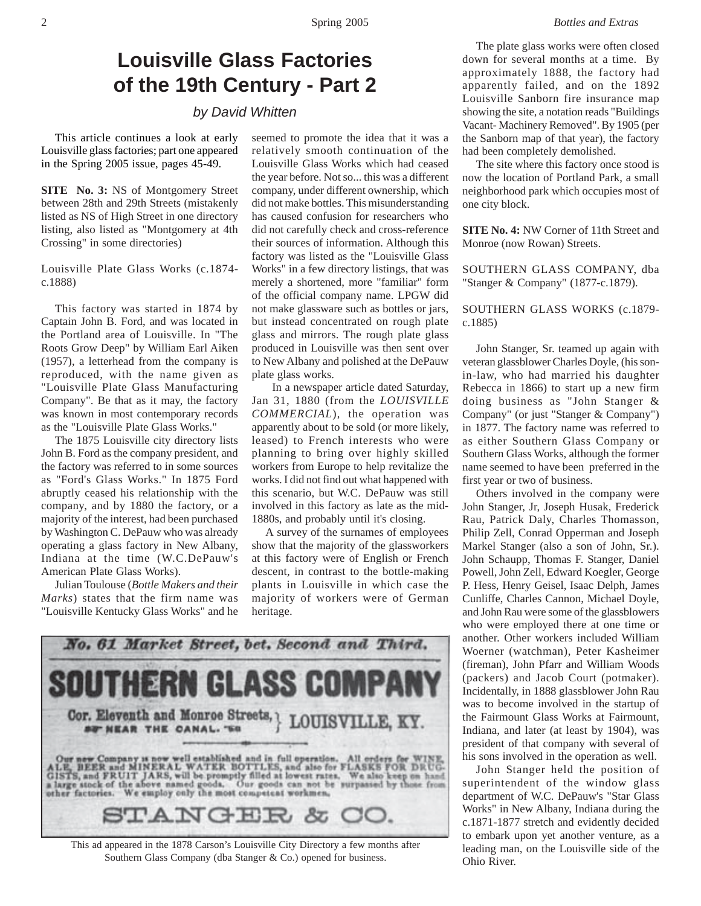# Louisville Glass Factories of the 19th Century - Part 2

*by David Whitten*

This article continues a look at early Louisville glass factories; part one appeared in the Spring 2005 issue, pages 45-49.

**SITE No. 3:** NS of Montgomery Street between 28th and 29th Streets (mistakenly listed as NS of High Street in one directory listing, also listed as "Montgomery at 4th Crossing" in some directories)

Louisville Plate Glass Works (c.1874-c.1888)

This factory was started in 1874 by Captain John B. Ford, and was located in the Portland area of Louisville. In "The Roots Grow Deep" by William Earl Aiken (1957), a letterhead from the company is reproduced, with the name given as "Louisville Plate Glass Manufacturing Company". Be that as it may, the factory was known in most contemporary records as the "Louisville Plate Glass Works."

The 1875 Louisville city directory lists John B. Ford as the company president, and the factory was referred to in some sources as "Ford's Glass Works." In 1875 Ford abruptly ceased his relationship with the company, and by 1880 the factory, or a majority of the interest, had been purchased by Washington C. DePauw who was already operating a glass factory in New Albany, Indiana at the time (W.C.DePauw's American Plate Glass Works).

Julian Toulouse (*Bottle Makers and their Marks*) states that the firm name was "Louisville Kentucky Glass Works" and he seemed to promote the idea that it was a relatively smooth continuation of the Louisville Glass Works which had ceased the year before. Not so... this was a different company, under different ownership, which did not make bottles. This misunderstanding has caused confusion for researchers who did not carefully check and cross-reference their sources of information. Although this factory was listed as the "Louisville Glass Works" in a few directory listings, that was merely a shortened, more "familiar" form of the official company name. LPGW did not make glassware such as bottles or jars, but instead concentrated on rough plate glass and mirrors. The rough plate glass produced in Louisville was then sent over to New Albany and polished at the DePauw plate glass works.

In a newspaper article dated Saturday, Jan 31, 1880 (from the *LOUISVILLE COMMERCIAL*), the operation was apparently about to be sold (or more likely, leased) to French interests who were planning to bring over highly skilled workers from Europe to help revitalize the works. I did not find out what happened with this scenario, but W.C. DePauw was still involved in this factory as late as the mid-1880s, and probably until it's closing.

A survey of the surnames of employees show that the majority of the glassworkers at this factory were of English or French descent, in contrast to the bottle-making plants in Louisville in which case the majority of workers were of German heritage.

The plate glass works were often closed down for several months at a time. By approximately 1888, the factory had apparently failed, and on the 1892 Louisville Sanborn fire insurance map showing the site, a notation reads "Buildings Vacant- Machinery Removed". By 1905 (per the Sanborn map of that year), the factory had been completely demolished.

The site where this factory once stood is now the location of Portland Park, a small neighborhood park which occupies most of one city block.

**SITE No. 4:** NW Corner of 11th Street and Monroe (now Rowan) Streets.

SOUTHERN GLASS COMPANY, dba "Stanger & Company" (1877-c.1879).

SOUTHERN GLASS WORKS (c.1879-c.1885)

John Stanger, Sr. teamed up again with veteran glassblower Charles Doyle, (his son-in-law, who had married his daughter Rebecca in 1866) to start up a new firm doing business as "John Stanger & Company" (or just "Stanger & Company") in 1877. The factory name was referred to as either Southern Glass Company or Southern Glass Works, although the former name seemed to have been preferred in the first year or two of business.

Others involved in the company were John Stanger, Jr, Joseph Husak, Frederick Rau, Patrick Daly, Charles Thomasson, Philip Zell, Conrad Opperman and Joseph Markel Stanger (also a son of John, Sr.). John Schaupp, Thomas F. Stanger, Daniel Powell, John Zell, Edward Koegler, George P. Hess, Henry Geisel, Isaac Delph, James Cunliffe, Charles Cannon, Michael Doyle, and John Rau were some of the glassblowers who were employed there at one time or another. Other workers included William Woerner (watchman), Peter Kasheimer (fireman), John Pfarr and William Woods (packers) and Jacob Court (potmaker). Incidentally, in 1888 glassblower John Rau was to become involved in the startup of the Fairmount Glass Works at Fairmount, Indiana, and later (at least by 1904), was president of that company with several of his sons involved in the operation as well.

John Stanger held the position of superintendent of the window glass department of W.C. DePauw's "Star Glass Works" in New Albany, Indiana during the c.1871-1877 stretch and evidently decided to embark upon yet another venture, as a leading man, on the Louisville side of the Ohio River.

No. 61 Market Street, bet. Second and Third.

SOUTHERN GLASS COMPANY

Cor. Eleventh and Monroe Streets, NEAR THE CANAL. } LOUISVILLE, KY.

Our new Company is now well established and in full operation. All orders for WINE, ALE, BEER and MINERAL WATER BOTTLES, and also for FLASKS FOR DRUGGISTS, and FRUIT JARS, will be promptly filled at lowest rates. We also keep on hand a large stock of the above named goods. Our goods can not be surpassed by those from other factories. We employ only the most competent workmen.

STANGER & CO.

This ad appeared in the 1878 Carson's Louisville City Directory a few months after Southern Glass Company (dba Stanger & Co.) opened for business.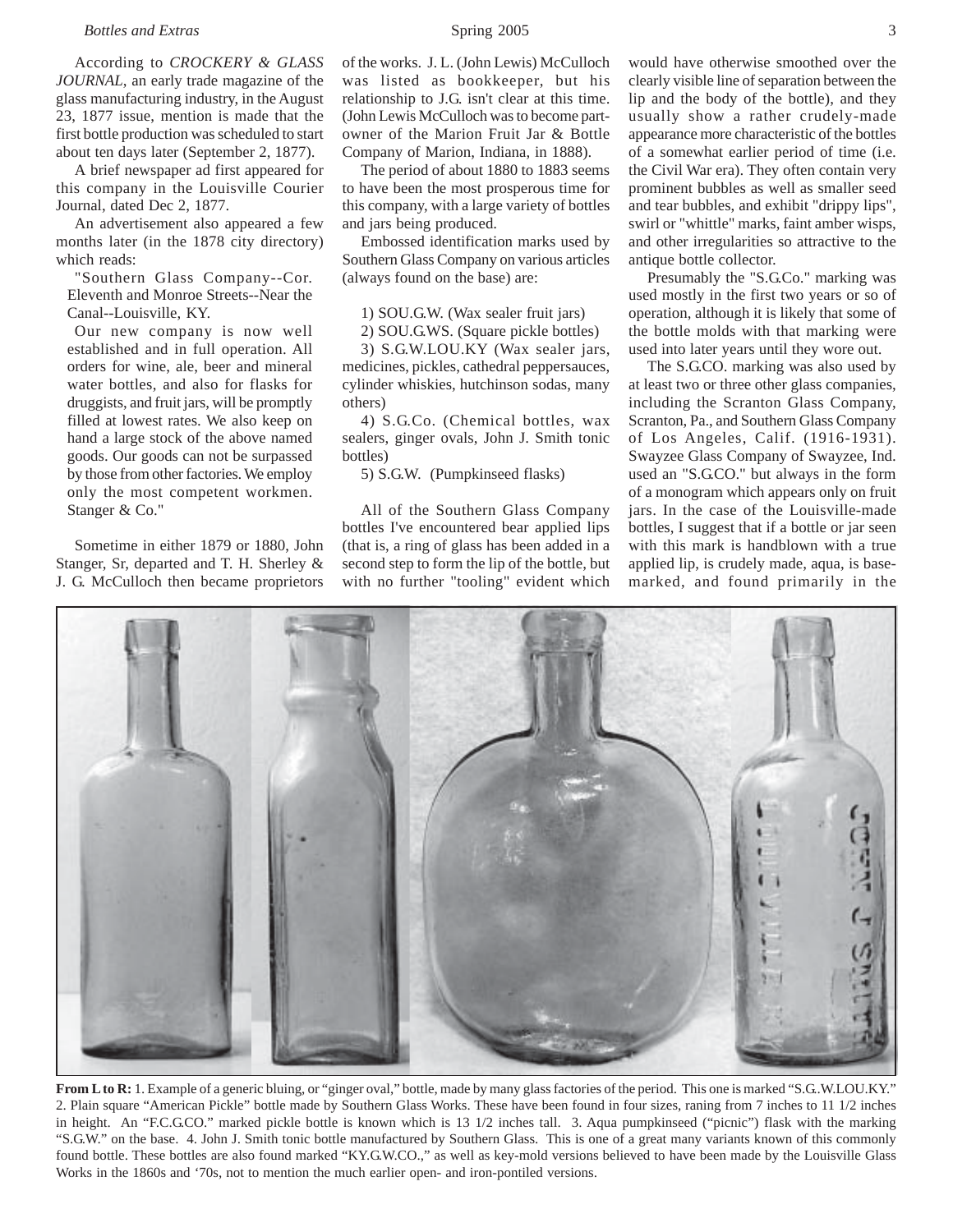According to *CROCKERY & GLASS JOURNAL*, an early trade magazine of the glass manufacturing industry, in the August 23, 1877 issue, mention is made that the first bottle production was scheduled to start about ten days later (September 2, 1877).

A brief newspaper ad first appeared for this company in the Louisville Courier Journal, dated Dec 2, 1877.

An advertisement also appeared a few months later (in the 1878 city directory) which reads:

> "Southern Glass Company--Cor. Eleventh and Monroe Streets--Near the Canal--Louisville, KY.
>
> Our new company is now well established and in full operation. All orders for wine, ale, beer and mineral water bottles, and also for flasks for druggists, and fruit jars, will be promptly filled at lowest rates. We also keep on hand a large stock of the above named goods. Our goods can not be surpassed by those from other factories. We employ only the most competent workmen. Stanger & Co."

Sometime in either 1879 or 1880, John Stanger, Sr, departed and T. H. Sherley & J. G. McCulloch then became proprietors of the works. J. L. (John Lewis) McCulloch was listed as bookkeeper, but his relationship to J.G. isn't clear at this time. (John Lewis McCulloch was to become part-owner of the Marion Fruit Jar & Bottle Company of Marion, Indiana, in 1888).

The period of about 1880 to 1883 seems to have been the most prosperous time for this company, with a large variety of bottles and jars being produced.

Embossed identification marks used by Southern Glass Company on various articles (always found on the base) are:

1) SOU.G.W. (Wax sealer fruit jars)
2) SOU.G.WS. (Square pickle bottles)
3) S.G.W.LOU.KY (Wax sealer jars, medicines, pickles, cathedral peppersauces, cylinder whiskies, hutchinson sodas, many others)
4) S.G.Co. (Chemical bottles, wax sealers, ginger ovals, John J. Smith tonic bottles)
5) S.G.W. (Pumpkinseed flasks)

All of the Southern Glass Company bottles I've encountered bear applied lips (that is, a ring of glass has been added in a second step to form the lip of the bottle, but with no further "tooling" evident which would have otherwise smoothed over the clearly visible line of separation between the lip and the body of the bottle), and they usually show a rather crudely-made appearance more characteristic of the bottles of a somewhat earlier period of time (i.e. the Civil War era). They often contain very prominent bubbles as well as smaller seed and tear bubbles, and exhibit "drippy lips", swirl or "whittle" marks, faint amber wisps, and other irregularities so attractive to the antique bottle collector.

Presumably the "S.G.Co." marking was used mostly in the first two years or so of operation, although it is likely that some of the bottle molds with that marking were used into later years until they wore out.

The S.G.CO. marking was also used by at least two or three other glass companies, including the Scranton Glass Company, Scranton, Pa., and Southern Glass Company of Los Angeles, Calif. (1916-1931). Swayzee Glass Company of Swayzee, Ind. used an "S.G.CO." but always in the form of a monogram which appears only on fruit jars. In the case of the Louisville-made bottles, I suggest that if a bottle or jar seen with this mark is handblown with a true applied lip, is crudely made, aqua, is base-marked, and found primarily in the

**From L to R:** 1. Example of a generic bluing, or "ginger oval," bottle, made by many glass factories of the period. This one is marked "S.G..W.LOU.KY." 2. Plain square "American Pickle" bottle made by Southern Glass Works. These have been found in four sizes, raning from 7 inches to 11 1/2 inches in height. An "F.C.G.CO." marked pickle bottle is known which is 13 1/2 inches tall. 3. Aqua pumpkinseed ("picnic") flask with the marking "S.G.W." on the base. 4. John J. Smith tonic bottle manufactured by Southern Glass. This is one of a great many variants known of this commonly found bottle. These bottles are also found marked "KY.G.W.CO.," as well as key-mold versions believed to have been made by the Louisville Glass Works in the 1860s and '70s, not to mention the much earlier open- and iron-pontiled versions.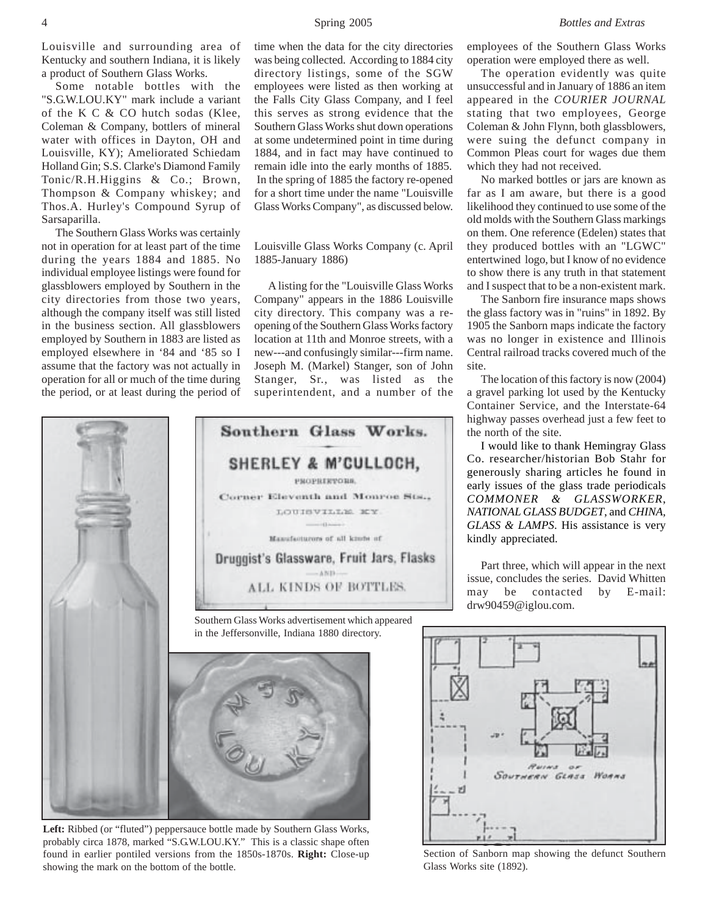Louisville and surrounding area of Kentucky and southern Indiana, it is likely a product of Southern Glass Works.

Some notable bottles with the "S.G.W.LOU.KY" mark include a variant of the K C & CO hutch sodas (Klee, Coleman & Company, bottlers of mineral water with offices in Dayton, OH and Louisville, KY); Ameliorated Schiedam Holland Gin; S.S. Clarke's Diamond Family Tonic/R.H.Higgins & Co.; Brown, Thompson & Company whiskey; and Thos.A. Hurley's Compound Syrup of Sarsaparilla.

The Southern Glass Works was certainly not in operation for at least part of the time during the years 1884 and 1885. No individual employee listings were found for glassblowers employed by Southern in the city directories from those two years, although the company itself was still listed in the business section. All glassblowers employed by Southern in 1883 are listed as employed elsewhere in '84 and '85 so I assume that the factory was not actually in operation for all or much of the time during the period, or at least during the period of time when the data for the city directories was being collected. According to 1884 city directory listings, some of the SGW employees were listed as then working at the Falls City Glass Company, and I feel this serves as strong evidence that the Southern Glass Works shut down operations at some undetermined point in time during 1884, and in fact may have continued to remain idle into the early months of 1885. In the spring of 1885 the factory re-opened for a short time under the name "Louisville Glass Works Company", as discussed below.

Louisville Glass Works Company (c. April 1885-January 1886)

A listing for the "Louisville Glass Works Company" appears in the 1886 Louisville city directory. This company was a re-opening of the Southern Glass Works factory location at 11th and Monroe streets, with a new---and confusingly similar---firm name. Joseph M. (Markel) Stanger, son of John Stanger, Sr., was listed as the superintendent, and a number of the employees of the Southern Glass Works operation were employed there as well.

The operation evidently was quite unsuccessful and in January of 1886 an item appeared in the *COURIER JOURNAL* stating that two employees, George Coleman & John Flynn, both glassblowers, were suing the defunct company in Common Pleas court for wages due them which they had not received.

No marked bottles or jars are known as far as I am aware, but there is a good likelihood they continued to use some of the old molds with the Southern Glass markings on them. One reference (Edelen) states that they produced bottles with an "LGWC" entertwined logo, but I know of no evidence to show there is any truth in that statement and I suspect that to be a non-existent mark.

The Sanborn fire insurance maps shows the glass factory was in "ruins" in 1892. By 1905 the Sanborn maps indicate the factory was no longer in existence and Illinois Central railroad tracks covered much of the site.

The location of this factory is now (2004) a gravel parking lot used by the Kentucky Container Service, and the Interstate-64 highway passes overhead just a few feet to the north of the site.

I would like to thank Hemingray Glass Co. researcher/historian Bob Stahr for generously sharing articles he found in early issues of the glass trade periodicals *COMMONER & GLASSWORKER*, *NATIONAL GLASS BUDGET*, and *CHINA, GLASS & LAMPS*. His assistance is very kindly appreciated.

Part three, which will appear in the next issue, concludes the series. David Whitten may be contacted by E-mail: drw90459@iglou.com.

Southern Glass Works.

SHERLEY & M'CULLOCH,

PROPRIETORS,

Corner Eleventh and Monroe Sts.,

LOUISVILLE, KY.

Manufacturers of all kinds of

Druggist's Glassware, Fruit Jars, Flasks

—AND—

ALL KINDS OF BOTTLES.

Southern Glass Works advertisement which appeared in the Jeffersonville, Indiana 1880 directory.

**Left:** Ribbed (or "fluted") peppersauce bottle made by Southern Glass Works, probably circa 1878, marked "S.G.W.LOU.KY." This is a classic shape often found in earlier pontiled versions from the 1850s-1870s. **Right:** Close-up showing the mark on the bottom of the bottle.

Ruins of Southern Glass Works

Section of Sanborn map showing the defunct Southern Glass Works site (1892).